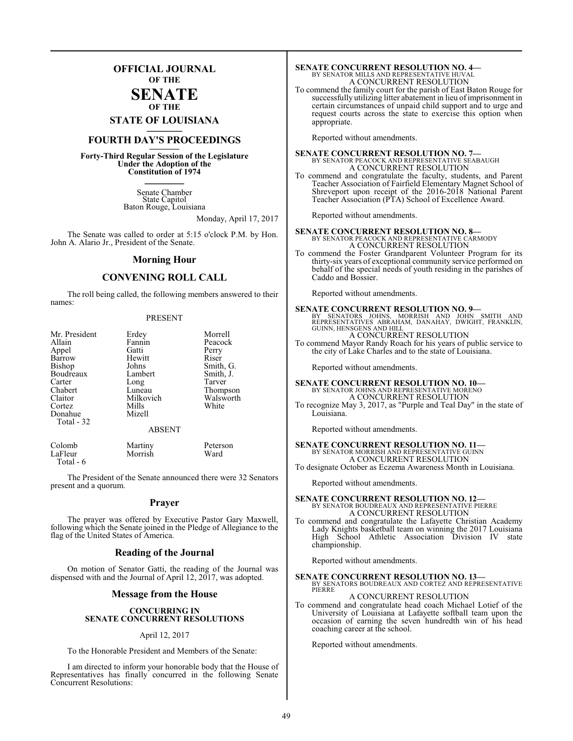# OFFICIAL JOURNAL OF THE SENATE OF THE STATE OF LOUISIANA

## FOURTH DAY'S PROCEEDINGS

**Forty-Third Regular Session of the Legislature Under the Adoption of the Constitution of 1974**

Senate Chamber
State Capitol
Baton Rouge, Louisiana

Monday, April 17, 2017

The Senate was called to order at 5:15 o'clock P.M. by Hon. John A. Alario Jr., President of the Senate.

## Morning Hour

## CONVENING ROLL CALL

The roll being called, the following members answered to their names:

PRESENT

| | | |
|---|---|---|
| Mr. President | Erdey | Morrell |
| Allain | Fannin | Peacock |
| Appel | Gatti | Perry |
| Barrow | Hewitt | Riser |
| Bishop | Johns | Smith, G. |
| Boudreaux | Lambert | Smith, J. |
| Carter | Long | Tarver |
| Chabert | Luneau | Thompson |
| Claitor | Milkovich | Walsworth |
| Cortez | Mills | White |
| Donahue | Mizell | |
| Total - 32 | | |

ABSENT

| | | |
|---|---|---|
| Colomb | Martiny | Peterson |
| LaFleur | Morrish | Ward |
| Total - 6 | | |

The President of the Senate announced there were 32 Senators present and a quorum.

## Prayer

The prayer was offered by Executive Pastor Gary Maxwell, following which the Senate joined in the Pledge of Allegiance to the flag of the United States of America.

## Reading of the Journal

On motion of Senator Gatti, the reading of the Journal was dispensed with and the Journal of April 12, 2017, was adopted.

## Message from the House

**CONCURRING IN SENATE CONCURRENT RESOLUTIONS**

April 12, 2017

To the Honorable President and Members of the Senate:

I am directed to inform your honorable body that the House of Representatives has finally concurred in the following Senate Concurrent Resolutions:

**SENATE CONCURRENT RESOLUTION NO. 4—**
BY SENATOR MILLS AND REPRESENTATIVE HUVAL
A CONCURRENT RESOLUTION
To commend the family court for the parish of East Baton Rouge for successfully utilizing litter abatement in lieu of imprisonment in certain circumstances of unpaid child support and to urge and request courts across the state to exercise this option when appropriate.

Reported without amendments.

**SENATE CONCURRENT RESOLUTION NO. 7—**
BY SENATOR PEACOCK AND REPRESENTATIVE SEABAUGH
A CONCURRENT RESOLUTION
To commend and congratulate the faculty, students, and Parent Teacher Association of Fairfield Elementary Magnet School of Shreveport upon receipt of the 2016-2018 National Parent Teacher Association (PTA) School of Excellence Award.

Reported without amendments.

**SENATE CONCURRENT RESOLUTION NO. 8—**
BY SENATOR PEACOCK AND REPRESENTATIVE CARMODY
A CONCURRENT RESOLUTION
To commend the Foster Grandparent Volunteer Program for its thirty-six years of exceptional community service performed on behalf of the special needs of youth residing in the parishes of Caddo and Bossier.

Reported without amendments.

**SENATE CONCURRENT RESOLUTION NO. 9—**
BY SENATORS JOHNS, MORRISH AND JOHN SMITH AND REPRESENTATIVES ABRAHAM, DANAHAY, DWIGHT, FRANKLIN, GUINN, HENSGENS AND HILL
A CONCURRENT RESOLUTION
To commend Mayor Randy Roach for his years of public service to the city of Lake Charles and to the state of Louisiana.

Reported without amendments.

**SENATE CONCURRENT RESOLUTION NO. 10—**
BY SENATOR JOHNS AND REPRESENTATIVE MORENO
A CONCURRENT RESOLUTION
To recognize May 3, 2017, as "Purple and Teal Day" in the state of Louisiana.

Reported without amendments.

**SENATE CONCURRENT RESOLUTION NO. 11—**
BY SENATOR MORRISH AND REPRESENTATIVE GUINN
A CONCURRENT RESOLUTION
To designate October as Eczema Awareness Month in Louisiana.

Reported without amendments.

**SENATE CONCURRENT RESOLUTION NO. 12—**
BY SENATOR BOUDREAUX AND REPRESENTATIVE PIERRE
A CONCURRENT RESOLUTION
To commend and congratulate the Lafayette Christian Academy Lady Knights basketball team on winning the 2017 Louisiana High School Athletic Association Division IV state championship.

Reported without amendments.

**SENATE CONCURRENT RESOLUTION NO. 13—**
BY SENATORS BOUDREAUX AND CORTEZ AND REPRESENTATIVE PIERRE
A CONCURRENT RESOLUTION
To commend and congratulate head coach Michael Lotief of the University of Louisiana at Lafayette softball team upon the occasion of earning the seven hundredth win of his head coaching career at the school.

Reported without amendments.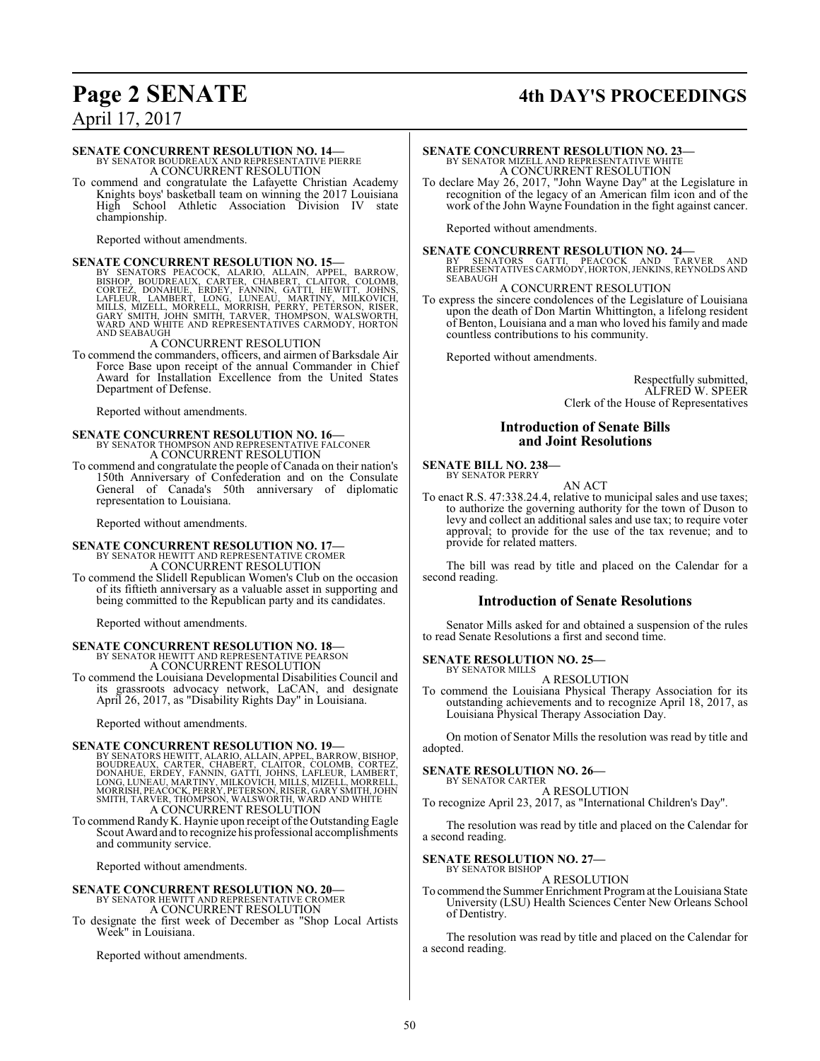**SENATE CONCURRENT RESOLUTION NO. 14—**
BY SENATOR BOUDREAUX AND REPRESENTATIVE PIERRE
A CONCURRENT RESOLUTION

To commend and congratulate the Lafayette Christian Academy Knights boys' basketball team on winning the 2017 Louisiana High School Athletic Association Division IV state championship.

Reported without amendments.

**SENATE CONCURRENT RESOLUTION NO. 15—**
BY SENATORS PEACOCK, ALARIO, ALLAIN, APPEL, BARROW, BISHOP, BOUDREAUX, CARTER, CHABERT, CLAITOR, COLOMB, CORTEZ, DONAHUE, ERDEY, FANNIN, GATTI, HEWITT, JOHNS, LAFLEUR, LAMBERT, LONG, LUNEAU, MARTINY, MILKOVICH, MILLS, MIZELL, MORRELL, MORRISH, PERRY, PETERSON, RISER, GARY SMITH, JOHN SMITH, TARVER, THOMPSON, WALSWORTH, WARD AND WHITE AND REPRESENTATIVES CARMODY, HORTON AND SEABAUGH
A CONCURRENT RESOLUTION

To commend the commanders, officers, and airmen of Barksdale Air Force Base upon receipt of the annual Commander in Chief Award for Installation Excellence from the United States Department of Defense.

Reported without amendments.

**SENATE CONCURRENT RESOLUTION NO. 16—**
BY SENATOR THOMPSON AND REPRESENTATIVE FALCONER
A CONCURRENT RESOLUTION

To commend and congratulate the people of Canada on their nation's 150th Anniversary of Confederation and on the Consulate General of Canada's 50th anniversary of diplomatic representation to Louisiana.

Reported without amendments.

**SENATE CONCURRENT RESOLUTION NO. 17—**
BY SENATOR HEWITT AND REPRESENTATIVE CROMER
A CONCURRENT RESOLUTION

To commend the Slidell Republican Women's Club on the occasion of its fiftieth anniversary as a valuable asset in supporting and being committed to the Republican party and its candidates.

Reported without amendments.

**SENATE CONCURRENT RESOLUTION NO. 18—**
BY SENATOR HEWITT AND REPRESENTATIVE PEARSON
A CONCURRENT RESOLUTION

To commend the Louisiana Developmental Disabilities Council and its grassroots advocacy network, LaCAN, and designate April 26, 2017, as "Disability Rights Day" in Louisiana.

Reported without amendments.

**SENATE CONCURRENT RESOLUTION NO. 19—**
BY SENATORS HEWITT, ALARIO, ALLAIN, APPEL, BARROW, BISHOP, BOUDREAUX, CARTER, CHABERT, CLAITOR, COLOMB, CORTEZ, DONAHUE, ERDEY, FANNIN, GATTI, JOHNS, LAFLEUR, LAMBERT, LONG, LUNEAU, MARTINY, MILKOVICH, MILLS, MIZELL, MORRELL, MORRISH, PEACOCK, PERRY, PETERSON, RISER, GARY SMITH, JOHN SMITH, TARVER, THOMPSON, WALSWORTH, WARD AND WHITE
A CONCURRENT RESOLUTION

To commend Randy K. Haynie upon receipt of the Outstanding Eagle Scout Award and to recognize his professional accomplishments and community service.

Reported without amendments.

**SENATE CONCURRENT RESOLUTION NO. 20—**
BY SENATOR HEWITT AND REPRESENTATIVE CROMER
A CONCURRENT RESOLUTION

To designate the first week of December as "Shop Local Artists Week" in Louisiana.

Reported without amendments.

**SENATE CONCURRENT RESOLUTION NO. 23—**
BY SENATOR MIZELL AND REPRESENTATIVE WHITE
A CONCURRENT RESOLUTION

To declare May 26, 2017, "John Wayne Day" at the Legislature in recognition of the legacy of an American film icon and of the work of the John Wayne Foundation in the fight against cancer.

Reported without amendments.

**SENATE CONCURRENT RESOLUTION NO. 24—**
BY SENATORS GATTI, PEACOCK AND TARVER AND REPRESENTATIVES CARMODY, HORTON, JENKINS, REYNOLDS AND SEABAUGH
A CONCURRENT RESOLUTION

To express the sincere condolences of the Legislature of Louisiana upon the death of Don Martin Whittington, a lifelong resident of Benton, Louisiana and a man who loved his family and made countless contributions to his community.

Reported without amendments.

Respectfully submitted,
ALFRED W. SPEER
Clerk of the House of Representatives

## Introduction of Senate Bills and Joint Resolutions

**SENATE BILL NO. 238—**
BY SENATOR PERRY
AN ACT

To enact R.S. 47:338.24.4, relative to municipal sales and use taxes; to authorize the governing authority for the town of Duson to levy and collect an additional sales and use tax; to require voter approval; to provide for the use of the tax revenue; and to provide for related matters.

The bill was read by title and placed on the Calendar for a second reading.

## Introduction of Senate Resolutions

Senator Mills asked for and obtained a suspension of the rules to read Senate Resolutions a first and second time.

**SENATE RESOLUTION NO. 25—**
BY SENATOR MILLS
A RESOLUTION

To commend the Louisiana Physical Therapy Association for its outstanding achievements and to recognize April 18, 2017, as Louisiana Physical Therapy Association Day.

On motion of Senator Mills the resolution was read by title and adopted.

**SENATE RESOLUTION NO. 26—**
BY SENATOR CARTER
A RESOLUTION

To recognize April 23, 2017, as "International Children's Day".

The resolution was read by title and placed on the Calendar for a second reading.

**SENATE RESOLUTION NO. 27—**
BY SENATOR BISHOP
A RESOLUTION

To commend the Summer Enrichment Program at the Louisiana State University (LSU) Health Sciences Center New Orleans School of Dentistry.

The resolution was read by title and placed on the Calendar for a second reading.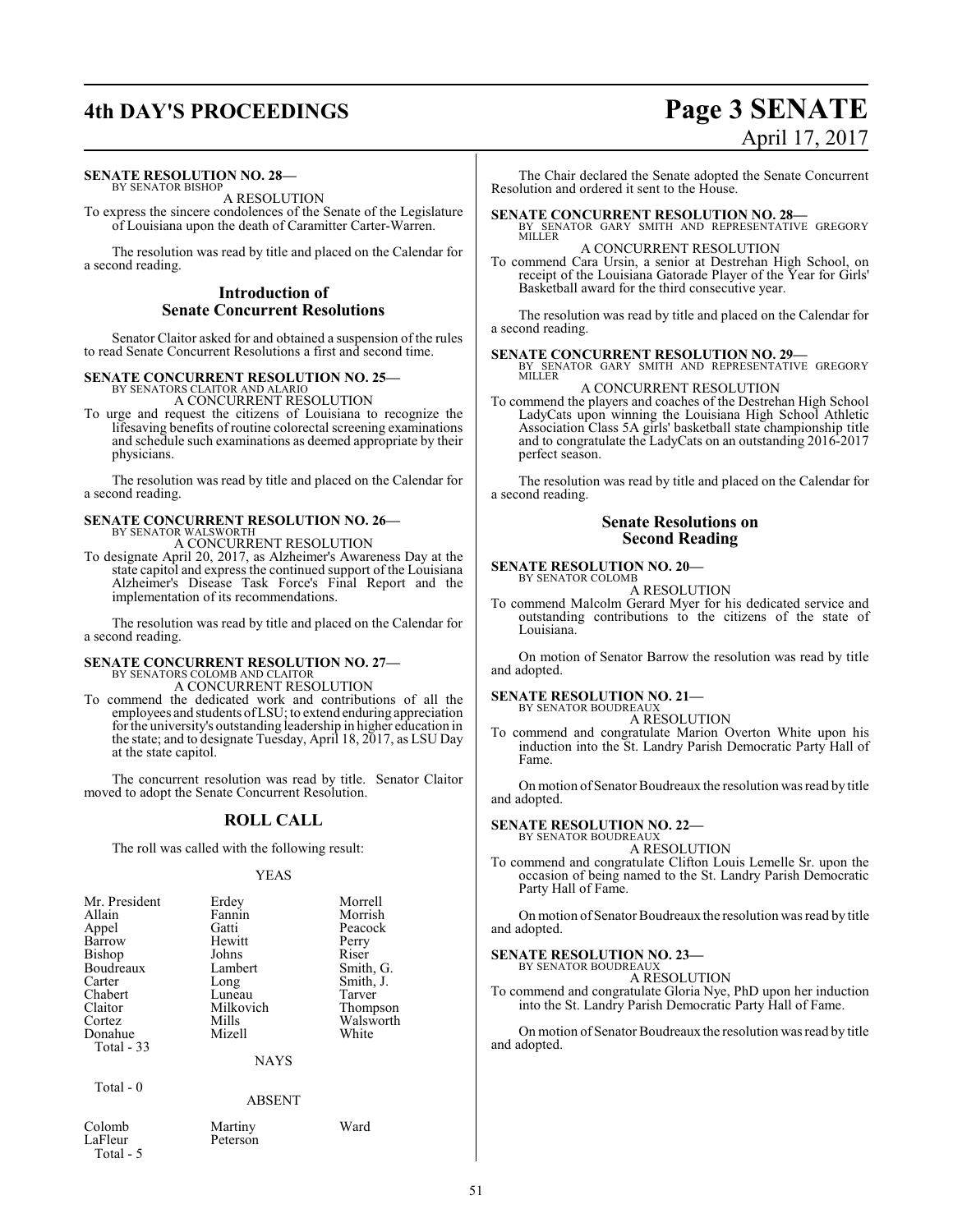**SENATE RESOLUTION NO. 28—**
BY SENATOR BISHOP

A RESOLUTION

To express the sincere condolences of the Senate of the Legislature of Louisiana upon the death of Caramitter Carter-Warren.

The resolution was read by title and placed on the Calendar for a second reading.

## Introduction of Senate Concurrent Resolutions

Senator Claitor asked for and obtained a suspension of the rules to read Senate Concurrent Resolutions a first and second time.

**SENATE CONCURRENT RESOLUTION NO. 25—**
BY SENATORS CLAITOR AND ALARIO

A CONCURRENT RESOLUTION

To urge and request the citizens of Louisiana to recognize the lifesaving benefits of routine colorectal screening examinations and schedule such examinations as deemed appropriate by their physicians.

The resolution was read by title and placed on the Calendar for a second reading.

**SENATE CONCURRENT RESOLUTION NO. 26—**
BY SENATOR WALSWORTH

A CONCURRENT RESOLUTION

To designate April 20, 2017, as Alzheimer's Awareness Day at the state capitol and express the continued support of the Louisiana Alzheimer's Disease Task Force's Final Report and the implementation of its recommendations.

The resolution was read by title and placed on the Calendar for a second reading.

**SENATE CONCURRENT RESOLUTION NO. 27—**
BY SENATORS COLOMB AND CLAITOR

A CONCURRENT RESOLUTION

To commend the dedicated work and contributions of all the employees and students of LSU; to extend enduring appreciation for the university's outstanding leadership in higher education in the state; and to designate Tuesday, April 18, 2017, as LSU Day at the state capitol.

The concurrent resolution was read by title. Senator Claitor moved to adopt the Senate Concurrent Resolution.

## ROLL CALL

The roll was called with the following result:

YEAS

| | | |
|---|---|---|
| Mr. President | Erdey | Morrell |
| Allain | Fannin | Morrish |
| Appel | Gatti | Peacock |
| Barrow | Hewitt | Perry |
| Bishop | Johns | Riser |
| Boudreaux | Lambert | Smith, G. |
| Carter | Long | Smith, J. |
| Chabert | Luneau | Tarver |
| Claitor | Milkovich | Thompson |
| Cortez | Mills | Walsworth |
| Donahue | Mizell | White |

Total - 33

NAYS

Total - 0

ABSENT

| | | |
|---|---|---|
| Colomb | Martiny | Ward |
| LaFleur | Peterson | |

Total - 5

The Chair declared the Senate adopted the Senate Concurrent Resolution and ordered it sent to the House.

**SENATE CONCURRENT RESOLUTION NO. 28—**
BY SENATOR GARY SMITH AND REPRESENTATIVE GREGORY MILLER

A CONCURRENT RESOLUTION

To commend Cara Ursin, a senior at Destrehan High School, on receipt of the Louisiana Gatorade Player of the Year for Girls' Basketball award for the third consecutive year.

The resolution was read by title and placed on the Calendar for a second reading.

**SENATE CONCURRENT RESOLUTION NO. 29—**
BY SENATOR GARY SMITH AND REPRESENTATIVE GREGORY MILLER

A CONCURRENT RESOLUTION

To commend the players and coaches of the Destrehan High School LadyCats upon winning the Louisiana High School Athletic Association Class 5A girls' basketball state championship title and to congratulate the LadyCats on an outstanding 2016-2017 perfect season.

The resolution was read by title and placed on the Calendar for a second reading.

## Senate Resolutions on Second Reading

**SENATE RESOLUTION NO. 20—**
BY SENATOR COLOMB

A RESOLUTION

To commend Malcolm Gerard Myer for his dedicated service and outstanding contributions to the citizens of the state of Louisiana.

On motion of Senator Barrow the resolution was read by title and adopted.

**SENATE RESOLUTION NO. 21—**
BY SENATOR BOUDREAUX

A RESOLUTION

To commend and congratulate Marion Overton White upon his induction into the St. Landry Parish Democratic Party Hall of Fame.

On motion of Senator Boudreaux the resolution was read by title and adopted.

**SENATE RESOLUTION NO. 22—**
BY SENATOR BOUDREAUX

A RESOLUTION

To commend and congratulate Clifton Louis Lemelle Sr. upon the occasion of being named to the St. Landry Parish Democratic Party Hall of Fame.

On motion of Senator Boudreaux the resolution was read by title and adopted.

**SENATE RESOLUTION NO. 23—**
BY SENATOR BOUDREAUX

A RESOLUTION

To commend and congratulate Gloria Nye, PhD upon her induction into the St. Landry Parish Democratic Party Hall of Fame.

On motion of Senator Boudreaux the resolution was read by title and adopted.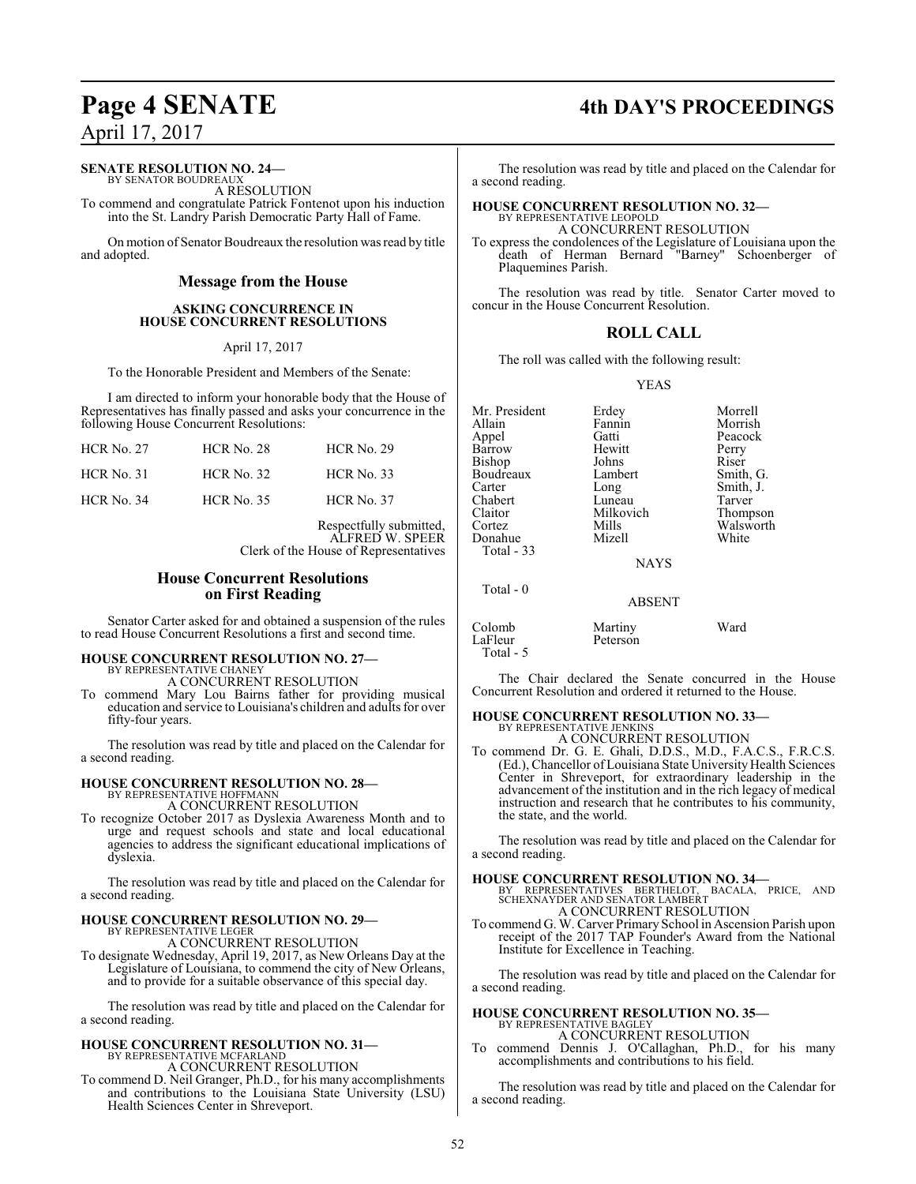**SENATE RESOLUTION NO. 24—**
BY SENATOR BOUDREAUX

A RESOLUTION

To commend and congratulate Patrick Fontenot upon his induction into the St. Landry Parish Democratic Party Hall of Fame.

On motion of Senator Boudreaux the resolution was read by title and adopted.

## Message from the House

### ASKING CONCURRENCE IN HOUSE CONCURRENT RESOLUTIONS

April 17, 2017

To the Honorable President and Members of the Senate:

I am directed to inform your honorable body that the House of Representatives has finally passed and asks your concurrence in the following House Concurrent Resolutions:

| | | |
|---|---|---|
| HCR No. 27 | HCR No. 28 | HCR No. 29 |
| HCR No. 31 | HCR No. 32 | HCR No. 33 |
| HCR No. 34 | HCR No. 35 | HCR No. 37 |

Respectfully submitted,
ALFRED W. SPEER
Clerk of the House of Representatives

## House Concurrent Resolutions on First Reading

Senator Carter asked for and obtained a suspension of the rules to read House Concurrent Resolutions a first and second time.

**HOUSE CONCURRENT RESOLUTION NO. 27—**
BY REPRESENTATIVE CHANEY

A CONCURRENT RESOLUTION

To commend Mary Lou Bairns father for providing musical education and service to Louisiana's children and adults for over fifty-four years.

The resolution was read by title and placed on the Calendar for a second reading.

**HOUSE CONCURRENT RESOLUTION NO. 28—**
BY REPRESENTATIVE HOFFMANN

A CONCURRENT RESOLUTION

To recognize October 2017 as Dyslexia Awareness Month and to urge and request schools and state and local educational agencies to address the significant educational implications of dyslexia.

The resolution was read by title and placed on the Calendar for a second reading.

**HOUSE CONCURRENT RESOLUTION NO. 29—**
BY REPRESENTATIVE LEGER

A CONCURRENT RESOLUTION

To designate Wednesday, April 19, 2017, as New Orleans Day at the Legislature of Louisiana, to commend the city of New Orleans, and to provide for a suitable observance of this special day.

The resolution was read by title and placed on the Calendar for a second reading.

**HOUSE CONCURRENT RESOLUTION NO. 31—**
BY REPRESENTATIVE MCFARLAND

A CONCURRENT RESOLUTION

To commend D. Neil Granger, Ph.D., for his many accomplishments and contributions to the Louisiana State University (LSU) Health Sciences Center in Shreveport.

The resolution was read by title and placed on the Calendar for a second reading.

**HOUSE CONCURRENT RESOLUTION NO. 32—**
BY REPRESENTATIVE LEOPOLD

A CONCURRENT RESOLUTION

To express the condolences of the Legislature of Louisiana upon the death of Herman Bernard "Barney" Schoenberger of Plaquemines Parish.

The resolution was read by title. Senator Carter moved to concur in the House Concurrent Resolution.

## ROLL CALL

The roll was called with the following result:

YEAS

| | | |
|---|---|---|
| Mr. President | Erdey | Morrell |
| Allain | Fannin | Morrish |
| Appel | Gatti | Peacock |
| Barrow | Hewitt | Perry |
| Bishop | Johns | Riser |
| Boudreaux | Lambert | Smith, G. |
| Carter | Long | Smith, J. |
| Chabert | Luneau | Tarver |
| Claitor | Milkovich | Thompson |
| Cortez | Mills | Walsworth |
| Donahue | Mizell | White |

Total - 33

NAYS

Total - 0

ABSENT

| | | |
|---|---|---|
| Colomb | Martiny | Ward |
| LaFleur | Peterson | |

Total - 5

The Chair declared the Senate concurred in the House Concurrent Resolution and ordered it returned to the House.

**HOUSE CONCURRENT RESOLUTION NO. 33—**
BY REPRESENTATIVE JENKINS

A CONCURRENT RESOLUTION

To commend Dr. G. E. Ghali, D.D.S., M.D., F.A.C.S., F.R.C.S. (Ed.), Chancellor of Louisiana State University Health Sciences Center in Shreveport, for extraordinary leadership in the advancement of the institution and in the rich legacy of medical instruction and research that he contributes to his community, the state, and the world.

The resolution was read by title and placed on the Calendar for a second reading.

**HOUSE CONCURRENT RESOLUTION NO. 34—**
BY REPRESENTATIVES BERTHELOT, BACALA, PRICE, AND SCHEXNAYDER AND SENATOR LAMBERT

A CONCURRENT RESOLUTION

To commend G. W. Carver Primary School in Ascension Parish upon receipt of the 2017 TAP Founder's Award from the National Institute for Excellence in Teaching.

The resolution was read by title and placed on the Calendar for a second reading.

**HOUSE CONCURRENT RESOLUTION NO. 35—**
BY REPRESENTATIVE BAGLEY

A CONCURRENT RESOLUTION

To commend Dennis J. O'Callaghan, Ph.D., for his many accomplishments and contributions to his field.

The resolution was read by title and placed on the Calendar for a second reading.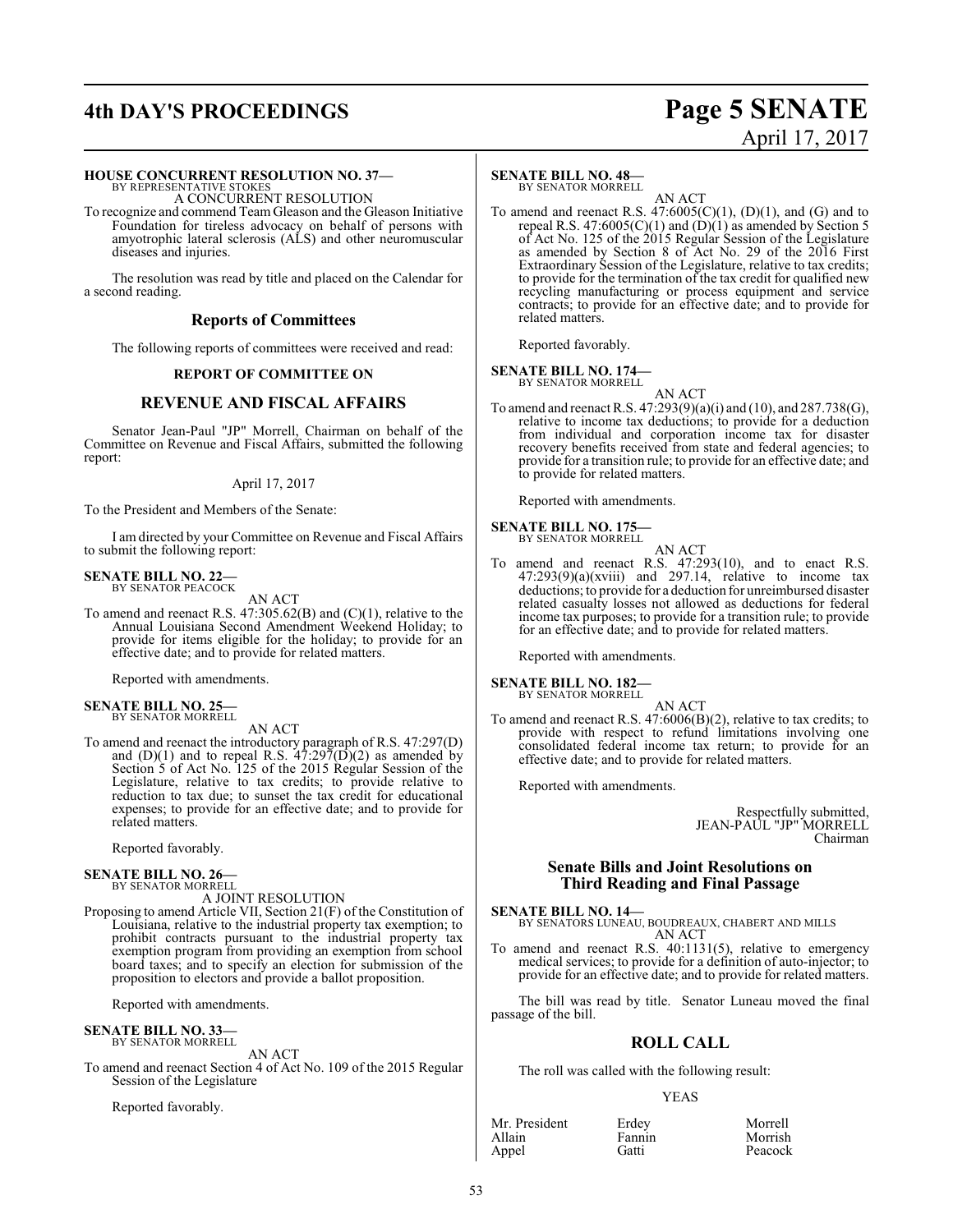**HOUSE CONCURRENT RESOLUTION NO. 37—**
BY REPRESENTATIVE STOKES

A CONCURRENT RESOLUTION

To recognize and commend Team Gleason and the Gleason Initiative Foundation for tireless advocacy on behalf of persons with amyotrophic lateral sclerosis (ALS) and other neuromuscular diseases and injuries.

The resolution was read by title and placed on the Calendar for a second reading.

## Reports of Committees

The following reports of committees were received and read:

### REPORT OF COMMITTEE ON

## REVENUE AND FISCAL AFFAIRS

Senator Jean-Paul "JP" Morrell, Chairman on behalf of the Committee on Revenue and Fiscal Affairs, submitted the following report:

April 17, 2017

To the President and Members of the Senate:

I am directed by your Committee on Revenue and Fiscal Affairs to submit the following report:

**SENATE BILL NO. 22—**
BY SENATOR PEACOCK

AN ACT

To amend and reenact R.S. 47:305.62(B) and (C)(1), relative to the Annual Louisiana Second Amendment Weekend Holiday; to provide for items eligible for the holiday; to provide for an effective date; and to provide for related matters.

Reported with amendments.

**SENATE BILL NO. 25—**
BY SENATOR MORRELL

AN ACT

To amend and reenact the introductory paragraph of R.S. 47:297(D) and (D)(1) and to repeal R.S. 47:297(D)(2) as amended by Section 5 of Act No. 125 of the 2015 Regular Session of the Legislature, relative to tax credits; to provide relative to reduction to tax due; to sunset the tax credit for educational expenses; to provide for an effective date; and to provide for related matters.

Reported favorably.

**SENATE BILL NO. 26—**
BY SENATOR MORRELL

A JOINT RESOLUTION

Proposing to amend Article VII, Section 21(F) of the Constitution of Louisiana, relative to the industrial property tax exemption; to prohibit contracts pursuant to the industrial property tax exemption program from providing an exemption from school board taxes; and to specify an election for submission of the proposition to electors and provide a ballot proposition.

Reported with amendments.

**SENATE BILL NO. 33—**
BY SENATOR MORRELL

AN ACT

To amend and reenact Section 4 of Act No. 109 of the 2015 Regular Session of the Legislature

Reported favorably.

**SENATE BILL NO. 48—**
BY SENATOR MORRELL

AN ACT

To amend and reenact R.S. 47:6005(C)(1), (D)(1), and (G) and to repeal R.S. 47:6005(C)(1) and (D)(1) as amended by Section 5 of Act No. 125 of the 2015 Regular Session of the Legislature as amended by Section 8 of Act No. 29 of the 2016 First Extraordinary Session of the Legislature, relative to tax credits; to provide for the termination of the tax credit for qualified new recycling manufacturing or process equipment and service contracts; to provide for an effective date; and to provide for related matters.

Reported favorably.

**SENATE BILL NO. 174—**
BY SENATOR MORRELL

AN ACT

To amend and reenact R.S. 47:293(9)(a)(i) and (10), and 287.738(G), relative to income tax deductions; to provide for a deduction from individual and corporation income tax for disaster recovery benefits received from state and federal agencies; to provide for a transition rule; to provide for an effective date; and to provide for related matters.

Reported with amendments.

**SENATE BILL NO. 175—**
BY SENATOR MORRELL

AN ACT

To amend and reenact R.S. 47:293(10), and to enact R.S. 47:293(9)(a)(xviii) and 297.14, relative to income tax deductions; to provide for a deduction for unreimbursed disaster related casualty losses not allowed as deductions for federal income tax purposes; to provide for a transition rule; to provide for an effective date; and to provide for related matters.

Reported with amendments.

**SENATE BILL NO. 182—**
BY SENATOR MORRELL

AN ACT

To amend and reenact R.S. 47:6006(B)(2), relative to tax credits; to provide with respect to refund limitations involving one consolidated federal income tax return; to provide for an effective date; and to provide for related matters.

Reported with amendments.

Respectfully submitted,
JEAN-PAUL "JP" MORRELL
Chairman

## Senate Bills and Joint Resolutions on Third Reading and Final Passage

**SENATE BILL NO. 14—**
BY SENATORS LUNEAU, BOUDREAUX, CHABERT AND MILLS

AN ACT

To amend and reenact R.S. 40:1131(5), relative to emergency medical services; to provide for a definition of auto-injector; to provide for an effective date; and to provide for related matters.

The bill was read by title. Senator Luneau moved the final passage of the bill.

## ROLL CALL

The roll was called with the following result:

YEAS

| | | |
|---|---|---|
| Mr. President | Erdey | Morrell |
| Allain | Fannin | Morrish |
| Appel | Gatti | Peacock |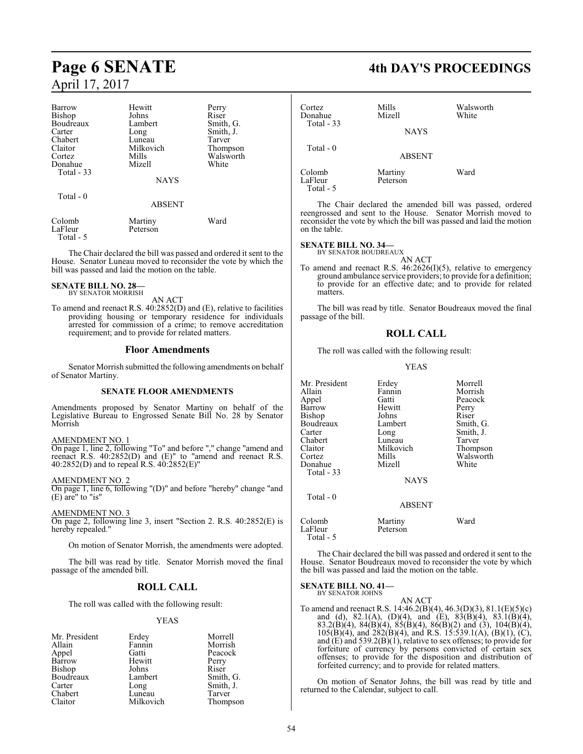| | | |
|---|---|---|
| Barrow | Hewitt | Perry |
| Bishop | Johns | Riser |
| Boudreaux | Lambert | Smith, G. |
| Carter | Long | Smith, J. |
| Chabert | Luneau | Tarver |
| Claitor | Milkovich | Thompson |
| Cortez | Mills | Walsworth |
| Donahue | Mizell | White |

Total - 33

NAYS

Total - 0

ABSENT

| | | |
|---|---|---|
| Colomb | Martiny | Ward |
| LaFleur | Peterson | |

Total - 5

The Chair declared the bill was passed and ordered it sent to the House. Senator Luneau moved to reconsider the vote by which the bill was passed and laid the motion on the table.

**SENATE BILL NO. 28—**
BY SENATOR MORRISH

AN ACT

To amend and reenact R.S. 40:2852(D) and (E), relative to facilities providing housing or temporary residence for individuals arrested for commission of a crime; to remove accreditation requirement; and to provide for related matters.

## Floor Amendments

Senator Morrish submitted the following amendments on behalf of Senator Martiny.

### SENATE FLOOR AMENDMENTS

Amendments proposed by Senator Martiny on behalf of the Legislative Bureau to Engrossed Senate Bill No. 28 by Senator Morrish

AMENDMENT NO. 1
On page 1, line 2, following "To" and before "," change "amend and reenact R.S. 40:2852(D) and (E)" to "amend and reenact R.S. 40:2852(D) and to repeal R.S. 40:2852(E)"

AMENDMENT NO. 2
On page 1, line 6, following "(D)" and before "hereby" change "and (E) are" to "is"

AMENDMENT NO. 3
On page 2, following line 3, insert "Section 2. R.S. 40:2852(E) is hereby repealed."

On motion of Senator Morrish, the amendments were adopted.

The bill was read by title. Senator Morrish moved the final passage of the amended bill.

## ROLL CALL

The roll was called with the following result:

YEAS

| | | |
|---|---|---|
| Mr. President | Erdey | Morrell |
| Allain | Fannin | Morrish |
| Appel | Gatti | Peacock |
| Barrow | Hewitt | Perry |
| Bishop | Johns | Riser |
| Boudreaux | Lambert | Smith, G. |
| Carter | Long | Smith, J. |
| Chabert | Luneau | Tarver |
| Claitor | Milkovich | Thompson |
| Cortez | Mills | Walsworth |
| Donahue | Mizell | White |

Total - 33

NAYS

Total - 0

ABSENT

| | | |
|---|---|---|
| Colomb | Martiny | Ward |
| LaFleur | Peterson | |

Total - 5

The Chair declared the amended bill was passed, ordered reengrossed and sent to the House. Senator Morrish moved to reconsider the vote by which the bill was passed and laid the motion on the table.

**SENATE BILL NO. 34—**
BY SENATOR BOUDREAUX

AN ACT

To amend and reenact R.S. 46:2626(I)(5), relative to emergency ground ambulance service providers; to provide for a definition; to provide for an effective date; and to provide for related matters.

The bill was read by title. Senator Boudreaux moved the final passage of the bill.

## ROLL CALL

The roll was called with the following result:

YEAS

| | | |
|---|---|---|
| Mr. President | Erdey | Morrell |
| Allain | Fannin | Morrish |
| Appel | Gatti | Peacock |
| Barrow | Hewitt | Perry |
| Bishop | Johns | Riser |
| Boudreaux | Lambert | Smith, G. |
| Carter | Long | Smith, J. |
| Chabert | Luneau | Tarver |
| Claitor | Milkovich | Thompson |
| Cortez | Mills | Walsworth |
| Donahue | Mizell | White |

Total - 33

NAYS

Total - 0

ABSENT

| | | |
|---|---|---|
| Colomb | Martiny | Ward |
| LaFleur | Peterson | |

Total - 5

The Chair declared the bill was passed and ordered it sent to the House. Senator Boudreaux moved to reconsider the vote by which the bill was passed and laid the motion on the table.

**SENATE BILL NO. 41—**
BY SENATOR JOHNS

AN ACT

To amend and reenact R.S. 14:46.2(B)(4), 46.3(D)(3), 81.1(E)(5)(c) and (d), 82.1(A), (D)(4), and (E), 83(B)(4), 83.1(B)(4), 83.2(B)(4), 84(B)(4), 85(B)(4), 86(B)(2) and (3), 104(B)(4), 105(B)(4), and 282(B)(4), and R.S. 15:539.1(A), (B)(1), (C), and (E) and 539.2(B)(1), relative to sex offenses; to provide for forfeiture of currency by persons convicted of certain sex offenses; to provide for the disposition and distribution of forfeited currency; and to provide for related matters.

On motion of Senator Johns, the bill was read by title and returned to the Calendar, subject to call.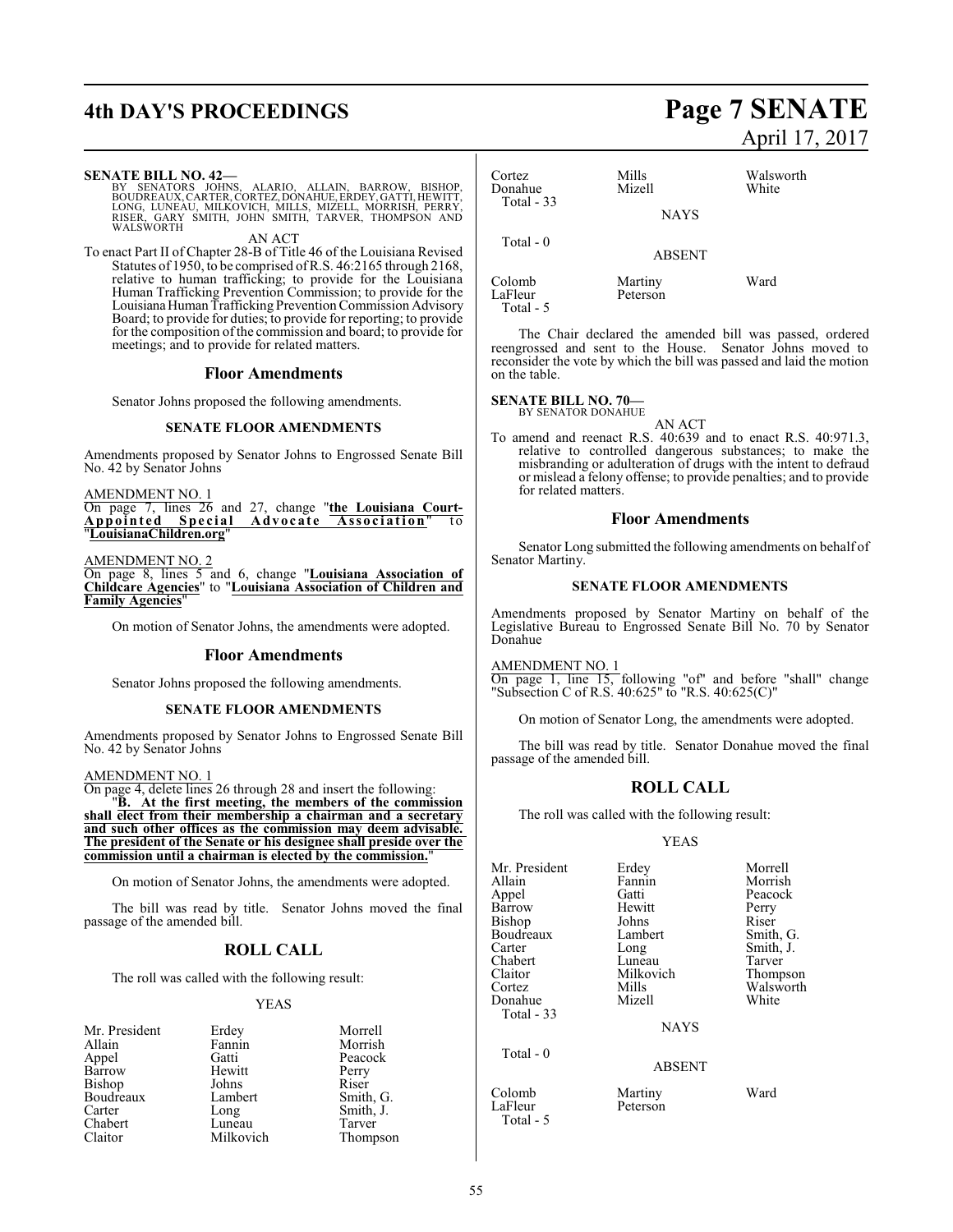**SENATE BILL NO. 42—**

BY SENATORS JOHNS, ALARIO, ALLAIN, BARROW, BISHOP, BOUDREAUX, CARTER, CORTEZ, DONAHUE, ERDEY, GATTI, HEWITT, LONG, LUNEAU, MILKOVICH, MILLS, MIZELL, MORRISH, PERRY, RISER, GARY SMITH, JOHN SMITH, TARVER, THOMPSON AND WALSWORTH

AN ACT

To enact Part II of Chapter 28-B of Title 46 of the Louisiana Revised Statutes of 1950, to be comprised of R.S. 46:2165 through 2168, relative to human trafficking; to provide for the Louisiana Human Trafficking Prevention Commission; to provide for the Louisiana Human Trafficking Prevention Commission Advisory Board; to provide for duties; to provide for reporting; to provide for the composition of the commission and board; to provide for meetings; and to provide for related matters.

## Floor Amendments

Senator Johns proposed the following amendments.

### SENATE FLOOR AMENDMENTS

Amendments proposed by Senator Johns to Engrossed Senate Bill No. 42 by Senator Johns

AMENDMENT NO. 1

On page 7, lines 26 and 27, change "**the Louisiana Court-Appointed Special Advocate Association**" to "**LouisianaChildren.org**"

AMENDMENT NO. 2

On page 8, lines 5 and 6, change "**Louisiana Association of Childcare Agencies**" to "**Louisiana Association of Children and Family Agencies**"

On motion of Senator Johns, the amendments were adopted.

## Floor Amendments

Senator Johns proposed the following amendments.

### SENATE FLOOR AMENDMENTS

Amendments proposed by Senator Johns to Engrossed Senate Bill No. 42 by Senator Johns

AMENDMENT NO. 1

On page 4, delete lines 26 through 28 and insert the following:

"**B. At the first meeting, the members of the commission shall elect from their membership a chairman and a secretary and such other offices as the commission may deem advisable. The president of the Senate or his designee shall preside over the commission until a chairman is elected by the commission.**"

On motion of Senator Johns, the amendments were adopted.

The bill was read by title. Senator Johns moved the final passage of the amended bill.

## ROLL CALL

The roll was called with the following result:

YEAS

| | | |
|---|---|---|
| Mr. President | Erdey | Morrell |
| Allain | Fannin | Morrish |
| Appel | Gatti | Peacock |
| Barrow | Hewitt | Perry |
| Bishop | Johns | Riser |
| Boudreaux | Lambert | Smith, G. |
| Carter | Long | Smith, J. |
| Chabert | Luneau | Tarver |
| Claitor | Milkovich | Thompson |
| Cortez | Mills | Walsworth |
| Donahue | Mizell | White |
| Total - 33 | | |

NAYS

Total - 0

ABSENT

| | | |
|---|---|---|
| Colomb | Martiny | Ward |
| LaFleur | Peterson | |
| Total - 5 | | |

The Chair declared the amended bill was passed, ordered reengrossed and sent to the House. Senator Johns moved to reconsider the vote by which the bill was passed and laid the motion on the table.

**SENATE BILL NO. 70—**

BY SENATOR DONAHUE

AN ACT

To amend and reenact R.S. 40:639 and to enact R.S. 40:971.3, relative to controlled dangerous substances; to make the misbranding or adulteration of drugs with the intent to defraud or mislead a felony offense; to provide penalties; and to provide for related matters.

## Floor Amendments

Senator Long submitted the following amendments on behalf of Senator Martiny.

### SENATE FLOOR AMENDMENTS

Amendments proposed by Senator Martiny on behalf of the Legislative Bureau to Engrossed Senate Bill No. 70 by Senator Donahue

AMENDMENT NO. 1

On page 1, line 15, following "of" and before "shall" change "Subsection C of R.S. 40:625" to "R.S. 40:625(C)"

On motion of Senator Long, the amendments were adopted.

The bill was read by title. Senator Donahue moved the final passage of the amended bill.

## ROLL CALL

The roll was called with the following result:

YEAS

| | | |
|---|---|---|
| Mr. President | Erdey | Morrell |
| Allain | Fannin | Morrish |
| Appel | Gatti | Peacock |
| Barrow | Hewitt | Perry |
| Bishop | Johns | Riser |
| Boudreaux | Lambert | Smith, G. |
| Carter | Long | Smith, J. |
| Chabert | Luneau | Tarver |
| Claitor | Milkovich | Thompson |
| Cortez | Mills | Walsworth |
| Donahue | Mizell | White |
| Total - 33 | | |

NAYS

Total - 0

ABSENT

| | | |
|---|---|---|
| Colomb | Martiny | Ward |
| LaFleur | Peterson | |
| Total - 5 | | |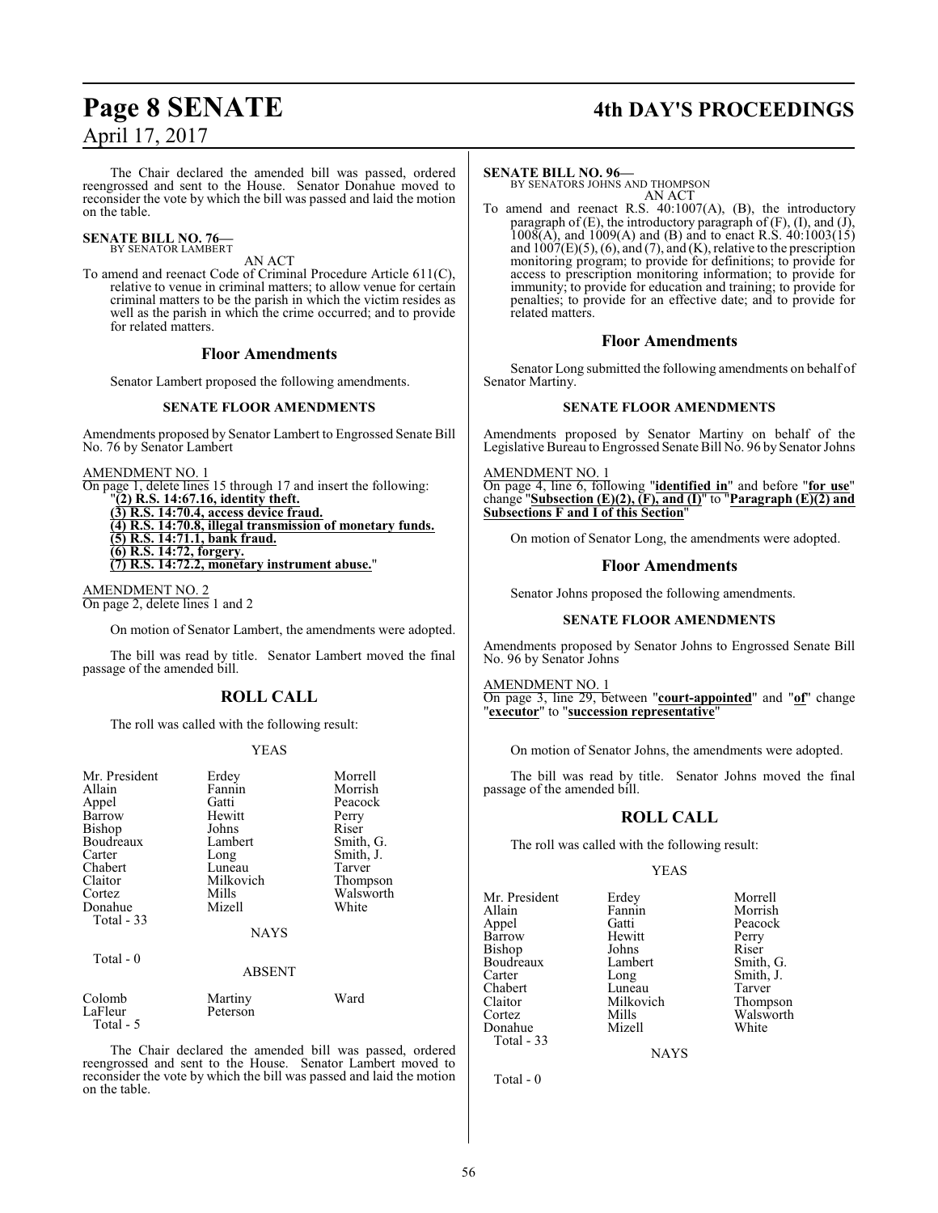The Chair declared the amended bill was passed, ordered reengrossed and sent to the House. Senator Donahue moved to reconsider the vote by which the bill was passed and laid the motion on the table.

**SENATE BILL NO. 76—**
BY SENATOR LAMBERT

AN ACT

To amend and reenact Code of Criminal Procedure Article 611(C), relative to venue in criminal matters; to allow venue for certain criminal matters to be the parish in which the victim resides as well as the parish in which the crime occurred; and to provide for related matters.

## Floor Amendments

Senator Lambert proposed the following amendments.

### SENATE FLOOR AMENDMENTS

Amendments proposed by Senator Lambert to Engrossed Senate Bill No. 76 by Senator Lambert

AMENDMENT NO. 1
On page 1, delete lines 15 through 17 and insert the following:
"**(2) R.S. 14:67.16, identity theft.**
**(3) R.S. 14:70.4, access device fraud.**
**(4) R.S. 14:70.8, illegal transmission of monetary funds.**
**(5) R.S. 14:71.1, bank fraud.**
**(6) R.S. 14:72, forgery.**
**(7) R.S. 14:72.2, monetary instrument abuse.**"

AMENDMENT NO. 2
On page 2, delete lines 1 and 2

On motion of Senator Lambert, the amendments were adopted.

The bill was read by title. Senator Lambert moved the final passage of the amended bill.

## ROLL CALL

The roll was called with the following result:

YEAS

| | | |
|---|---|---|
| Mr. President | Erdey | Morrell |
| Allain | Fannin | Morrish |
| Appel | Gatti | Peacock |
| Barrow | Hewitt | Perry |
| Bishop | Johns | Riser |
| Boudreaux | Lambert | Smith, G. |
| Carter | Long | Smith, J. |
| Chabert | Luneau | Tarver |
| Claitor | Milkovich | Thompson |
| Cortez | Mills | Walsworth |
| Donahue | Mizell | White |
| Total - 33 | | |

NAYS

Total - 0

ABSENT

| | | |
|---|---|---|
| Colomb | Martiny | Ward |
| LaFleur | Peterson | |
| Total - 5 | | |

The Chair declared the amended bill was passed, ordered reengrossed and sent to the House. Senator Lambert moved to reconsider the vote by which the bill was passed and laid the motion on the table.

**SENATE BILL NO. 96—**
BY SENATORS JOHNS AND THOMPSON

AN ACT

To amend and reenact R.S. 40:1007(A), (B), the introductory paragraph of (E), the introductory paragraph of (F), (I), and (J), 1008(A), and 1009(A) and (B) and to enact R.S. 40:1003(15) and 1007(E)(5), (6), and (7), and (K), relative to the prescription monitoring program; to provide for definitions; to provide for access to prescription monitoring information; to provide for immunity; to provide for education and training; to provide for penalties; to provide for an effective date; and to provide for related matters.

## Floor Amendments

Senator Long submitted the following amendments on behalf of Senator Martiny.

### SENATE FLOOR AMENDMENTS

Amendments proposed by Senator Martiny on behalf of the Legislative Bureau to Engrossed Senate Bill No. 96 by Senator Johns

AMENDMENT NO. 1
On page 4, line 6, following "**identified in**" and before "**for use**" change "**Subsection (E)(2), (F), and (I)**" to "**Paragraph (E)(2) and Subsections F and I of this Section**"

On motion of Senator Long, the amendments were adopted.

## Floor Amendments

Senator Johns proposed the following amendments.

### SENATE FLOOR AMENDMENTS

Amendments proposed by Senator Johns to Engrossed Senate Bill No. 96 by Senator Johns

AMENDMENT NO. 1
On page 3, line 29, between "**court-appointed**" and "**of**" change "**executor**" to "**succession representative**"

On motion of Senator Johns, the amendments were adopted.

The bill was read by title. Senator Johns moved the final passage of the amended bill.

## ROLL CALL

The roll was called with the following result:

YEAS

| | | |
|---|---|---|
| Mr. President | Erdey | Morrell |
| Allain | Fannin | Morrish |
| Appel | Gatti | Peacock |
| Barrow | Hewitt | Perry |
| Bishop | Johns | Riser |
| Boudreaux | Lambert | Smith, G. |
| Carter | Long | Smith, J. |
| Chabert | Luneau | Tarver |
| Claitor | Milkovich | Thompson |
| Cortez | Mills | Walsworth |
| Donahue | Mizell | White |
| Total - 33 | | |

NAYS

Total - 0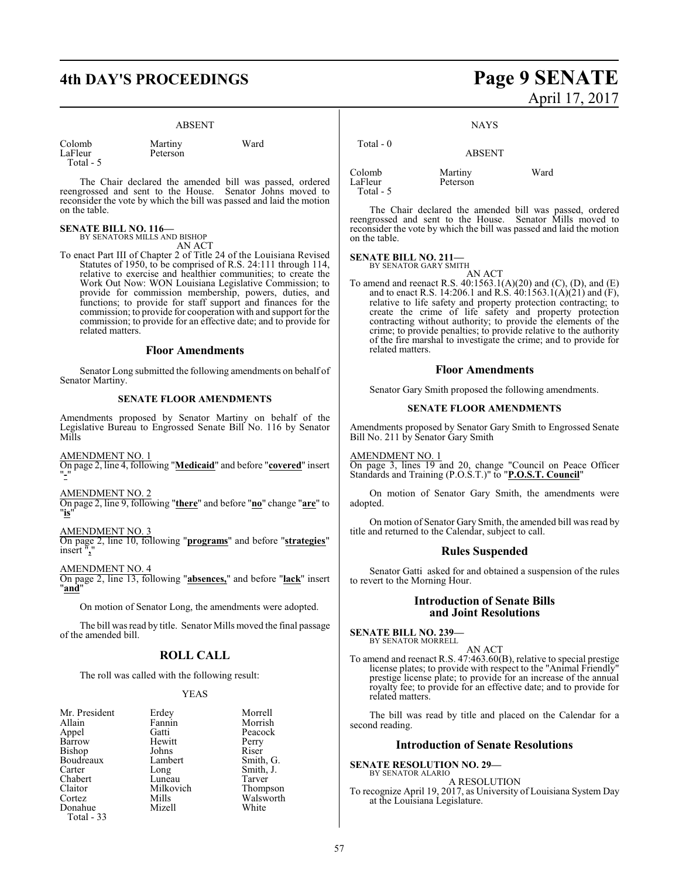ABSENT

| | | |
|---|---|---|
| Colomb | Martiny | Ward |
| LaFleur | Peterson | |
| Total - 5 | | |

The Chair declared the amended bill was passed, ordered reengrossed and sent to the House. Senator Johns moved to reconsider the vote by which the bill was passed and laid the motion on the table.

**SENATE BILL NO. 116—**
BY SENATORS MILLS AND BISHOP
AN ACT

To enact Part III of Chapter 2 of Title 24 of the Louisiana Revised Statutes of 1950, to be comprised of R.S. 24:111 through 114, relative to exercise and healthier communities; to create the Work Out Now: WON Louisiana Legislative Commission; to provide for commission membership, powers, duties, and functions; to provide for staff support and finances for the commission; to provide for cooperation with and support for the commission; to provide for an effective date; and to provide for related matters.

## Floor Amendments

Senator Long submitted the following amendments on behalf of Senator Martiny.

### SENATE FLOOR AMENDMENTS

Amendments proposed by Senator Martiny on behalf of the Legislative Bureau to Engrossed Senate Bill No. 116 by Senator Mills

AMENDMENT NO. 1
On page 2, line 4, following "**Medicaid**" and before "**covered**" insert "**-**"

AMENDMENT NO. 2
On page 2, line 9, following "**there**" and before "**no**" change "**are**" to "**is**"

AMENDMENT NO. 3
On page 2, line 10, following "**programs**" and before "**strategies**" insert "**,**"

AMENDMENT NO. 4
On page 2, line 13, following "**absences,**" and before "**lack**" insert "**and**"

On motion of Senator Long, the amendments were adopted.

The bill was read by title. Senator Mills moved the final passage of the amended bill.

## ROLL CALL

The roll was called with the following result:

YEAS

| | | |
|---|---|---|
| Mr. President | Erdey | Morrell |
| Allain | Fannin | Morrish |
| Appel | Gatti | Peacock |
| Barrow | Hewitt | Perry |
| Bishop | Johns | Riser |
| Boudreaux | Lambert | Smith, G. |
| Carter | Long | Smith, J. |
| Chabert | Luneau | Tarver |
| Claitor | Milkovich | Thompson |
| Cortez | Mills | Walsworth |
| Donahue | Mizell | White |
| Total - 33 | | |

NAYS

Total - 0

ABSENT

| | | |
|---|---|---|
| Colomb | Martiny | Ward |
| LaFleur | Peterson | |
| Total - 5 | | |

The Chair declared the amended bill was passed, ordered reengrossed and sent to the House. Senator Mills moved to reconsider the vote by which the bill was passed and laid the motion on the table.

**SENATE BILL NO. 211—**
BY SENATOR GARY SMITH
AN ACT

To amend and reenact R.S. 40:1563.1(A)(20) and (C), (D), and (E) and to enact R.S. 14:206.1 and R.S. 40:1563.1(A)(21) and (F), relative to life safety and property protection contracting; to create the crime of life safety and property protection contracting without authority; to provide the elements of the crime; to provide penalties; to provide relative to the authority of the fire marshal to investigate the crime; and to provide for related matters.

## Floor Amendments

Senator Gary Smith proposed the following amendments.

### SENATE FLOOR AMENDMENTS

Amendments proposed by Senator Gary Smith to Engrossed Senate Bill No. 211 by Senator Gary Smith

AMENDMENT NO. 1
On page 3, lines 19 and 20, change "Council on Peace Officer Standards and Training (P.O.S.T.)" to "**P.O.S.T. Council**"

On motion of Senator Gary Smith, the amendments were adopted.

On motion of Senator Gary Smith, the amended bill was read by title and returned to the Calendar, subject to call.

## Rules Suspended

Senator Gatti asked for and obtained a suspension of the rules to revert to the Morning Hour.

## Introduction of Senate Bills and Joint Resolutions

**SENATE BILL NO. 239—**
BY SENATOR MORRELL
AN ACT

To amend and reenact R.S. 47:463.60(B), relative to special prestige license plates; to provide with respect to the "Animal Friendly" prestige license plate; to provide for an increase of the annual royalty fee; to provide for an effective date; and to provide for related matters.

The bill was read by title and placed on the Calendar for a second reading.

## Introduction of Senate Resolutions

**SENATE RESOLUTION NO. 29—**
BY SENATOR ALARIO
A RESOLUTION

To recognize April 19, 2017, as University of Louisiana System Day at the Louisiana Legislature.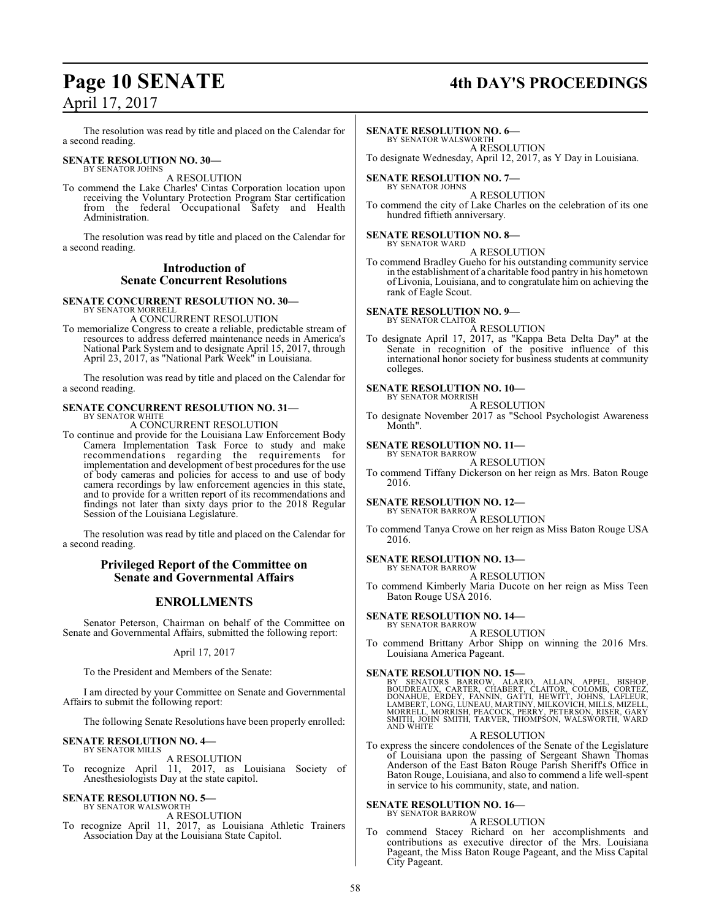The resolution was read by title and placed on the Calendar for a second reading.

**SENATE RESOLUTION NO. 30—**
BY SENATOR JOHNS

A RESOLUTION

To commend the Lake Charles' Cintas Corporation location upon receiving the Voluntary Protection Program Star certification from the federal Occupational Safety and Health Administration.

The resolution was read by title and placed on the Calendar for a second reading.

## Introduction of Senate Concurrent Resolutions

**SENATE CONCURRENT RESOLUTION NO. 30—**
BY SENATOR MORRELL

A CONCURRENT RESOLUTION

To memorialize Congress to create a reliable, predictable stream of resources to address deferred maintenance needs in America's National Park System and to designate April 15, 2017, through April 23, 2017, as "National Park Week" in Louisiana.

The resolution was read by title and placed on the Calendar for a second reading.

**SENATE CONCURRENT RESOLUTION NO. 31—**
BY SENATOR WHITE

A CONCURRENT RESOLUTION

To continue and provide for the Louisiana Law Enforcement Body Camera Implementation Task Force to study and make recommendations regarding the requirements for implementation and development of best procedures for the use of body cameras and policies for access to and use of body camera recordings by law enforcement agencies in this state, and to provide for a written report of its recommendations and findings not later than sixty days prior to the 2018 Regular Session of the Louisiana Legislature.

The resolution was read by title and placed on the Calendar for a second reading.

## Privileged Report of the Committee on Senate and Governmental Affairs

## ENROLLMENTS

Senator Peterson, Chairman on behalf of the Committee on Senate and Governmental Affairs, submitted the following report:

April 17, 2017

To the President and Members of the Senate:

I am directed by your Committee on Senate and Governmental Affairs to submit the following report:

The following Senate Resolutions have been properly enrolled:

**SENATE RESOLUTION NO. 4—**
BY SENATOR MILLS

A RESOLUTION

To recognize April 11, 2017, as Louisiana Society of Anesthesiologists Day at the state capitol.

**SENATE RESOLUTION NO. 5—**
BY SENATOR WALSWORTH

A RESOLUTION

To recognize April 11, 2017, as Louisiana Athletic Trainers Association Day at the Louisiana State Capitol.

**SENATE RESOLUTION NO. 6—**
BY SENATOR WALSWORTH

A RESOLUTION

To designate Wednesday, April 12, 2017, as Y Day in Louisiana.

**SENATE RESOLUTION NO. 7—**
BY SENATOR JOHNS

A RESOLUTION

To commend the city of Lake Charles on the celebration of its one hundred fiftieth anniversary.

**SENATE RESOLUTION NO. 8—**
BY SENATOR WARD

A RESOLUTION

To commend Bradley Gueho for his outstanding community service in the establishment of a charitable food pantry in his hometown of Livonia, Louisiana, and to congratulate him on achieving the rank of Eagle Scout.

**SENATE RESOLUTION NO. 9—**
BY SENATOR CLAITOR

A RESOLUTION

To designate April 17, 2017, as "Kappa Beta Delta Day" at the Senate in recognition of the positive influence of this international honor society for business students at community colleges.

**SENATE RESOLUTION NO. 10—**
BY SENATOR MORRISH

A RESOLUTION

To designate November 2017 as "School Psychologist Awareness Month".

**SENATE RESOLUTION NO. 11—**
BY SENATOR BARROW

A RESOLUTION

To commend Tiffany Dickerson on her reign as Mrs. Baton Rouge 2016.

**SENATE RESOLUTION NO. 12—**
BY SENATOR BARROW

A RESOLUTION

To commend Tanya Crowe on her reign as Miss Baton Rouge USA 2016.

**SENATE RESOLUTION NO. 13—**
BY SENATOR BARROW

A RESOLUTION

To commend Kimberly Maria Ducote on her reign as Miss Teen Baton Rouge USA 2016.

**SENATE RESOLUTION NO. 14—**
BY SENATOR BARROW

A RESOLUTION

To commend Brittany Arbor Shipp on winning the 2016 Mrs. Louisiana America Pageant.

**SENATE RESOLUTION NO. 15—**
BY SENATORS BARROW, ALARIO, ALLAIN, APPEL, BISHOP, BOUDREAUX, CARTER, CHABERT, CLAITOR, COLOMB, CORTEZ, DONAHUE, ERDEY, FANNIN, GATTI, HEWITT, JOHNS, LAFLEUR, LAMBERT, LONG, LUNEAU, MARTINY, MILKOVICH, MILLS, MIZELL, MORRELL, MORRISH, PEACOCK, PERRY, PETERSON, RISER, GARY SMITH, JOHN SMITH, TARVER, THOMPSON, WALSWORTH, WARD AND WHITE

A RESOLUTION

To express the sincere condolences of the Senate of the Legislature of Louisiana upon the passing of Sergeant Shawn Thomas Anderson of the East Baton Rouge Parish Sheriff's Office in Baton Rouge, Louisiana, and also to commend a life well-spent in service to his community, state, and nation.

**SENATE RESOLUTION NO. 16—**
BY SENATOR BARROW

A RESOLUTION

To commend Stacey Richard on her accomplishments and contributions as executive director of the Mrs. Louisiana Pageant, the Miss Baton Rouge Pageant, and the Miss Capital City Pageant.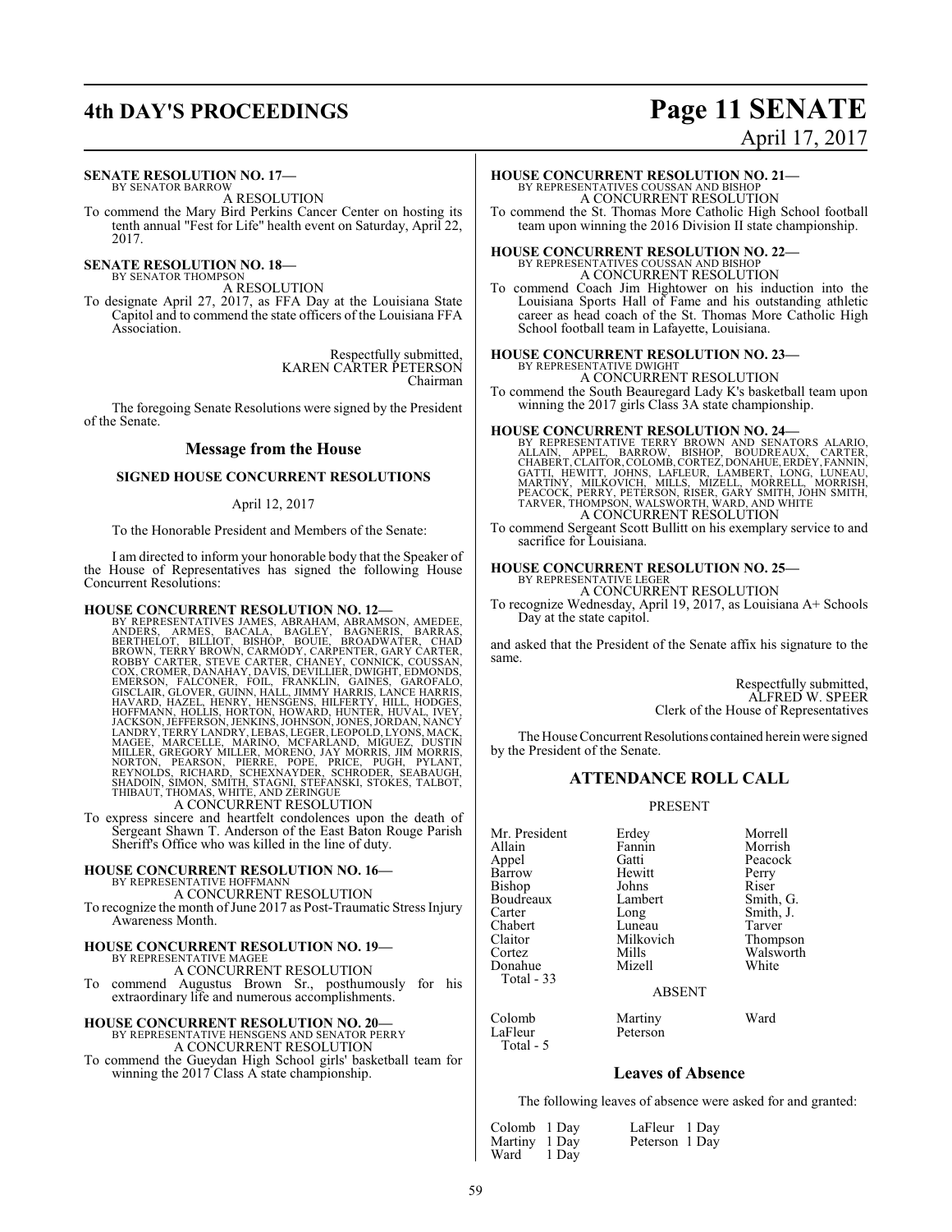**SENATE RESOLUTION NO. 17—**
BY SENATOR BARROW

A RESOLUTION

To commend the Mary Bird Perkins Cancer Center on hosting its tenth annual "Fest for Life" health event on Saturday, April 22, 2017.

**SENATE RESOLUTION NO. 18—**
BY SENATOR THOMPSON

A RESOLUTION

To designate April 27, 2017, as FFA Day at the Louisiana State Capitol and to commend the state officers of the Louisiana FFA Association.

Respectfully submitted,
KAREN CARTER PETERSON
Chairman

The foregoing Senate Resolutions were signed by the President of the Senate.

## Message from the House

### SIGNED HOUSE CONCURRENT RESOLUTIONS

April 12, 2017

To the Honorable President and Members of the Senate:

I am directed to inform your honorable body that the Speaker of the House of Representatives has signed the following House Concurrent Resolutions:

**HOUSE CONCURRENT RESOLUTION NO. 12—**
BY REPRESENTATIVES JAMES, ABRAHAM, ABRAMSON, AMEDEE, ANDERS, ARMES, BACALA, BAGLEY, BAGNERIS, BARRAS, BERTHELOT, BILLIOT, BISHOP, BOUIE, BROADWATER, CHAD BROWN, TERRY BROWN, CARMODY, CARPENTER, GARY CARTER, ROBBY CARTER, STEVE CARTER, CHANEY, CONNICK, COUSSAN, COX, CROMER, DANAHAY, DAVIS, DEVILLIER, DWIGHT, EDMONDS, EMERSON, FALCONER, FOIL, FRANKLIN, GAINES, GAROFALO, GISCLAIR, GLOVER, GUINN, HALL, JIMMY HARRIS, LANCE HARRIS, HAVARD, HAZEL, HENRY, HENSGENS, HILFERTY, HILL, HODGES, HOFFMANN, HOLLIS, HORTON, HOWARD, HUNTER, HUVAL, IVEY, JACKSON, JEFFERSON, JENKINS, JOHNSON, JONES, JORDAN, NANCY LANDRY, TERRY LANDRY, LEBAS, LEGER, LEOPOLD, LYONS, MACK, MAGEE, MARCELLE, MARINO, MCFARLAND, MIGUEZ, DUSTIN MILLER, GREGORY MILLER, MORENO, JAY MORRIS, JIM MORRIS, NORTON, PEARSON, PIERRE, POPE, PRICE, PUGH, PYLANT, REYNOLDS, RICHARD, SCHEXNAYDER, SCHRODER, SEABAUGH, SHADOIN, SIMON, SMITH, STAGNI, STEFANSKI, STOKES, TALBOT, THIBAUT, THOMAS, WHITE, AND ZERINGUE

A CONCURRENT RESOLUTION

To express sincere and heartfelt condolences upon the death of Sergeant Shawn T. Anderson of the East Baton Rouge Parish Sheriff's Office who was killed in the line of duty.

**HOUSE CONCURRENT RESOLUTION NO. 16—**
BY REPRESENTATIVE HOFFMANN

A CONCURRENT RESOLUTION

To recognize the month of June 2017 as Post-Traumatic Stress Injury Awareness Month.

**HOUSE CONCURRENT RESOLUTION NO. 19—**
BY REPRESENTATIVE MAGEE

A CONCURRENT RESOLUTION

To commend Augustus Brown Sr., posthumously for his extraordinary life and numerous accomplishments.

**HOUSE CONCURRENT RESOLUTION NO. 20—**
BY REPRESENTATIVE HENSGENS AND SENATOR PERRY

A CONCURRENT RESOLUTION

To commend the Gueydan High School girls' basketball team for winning the 2017 Class A state championship.

**HOUSE CONCURRENT RESOLUTION NO. 21—**
BY REPRESENTATIVES COUSSAN AND BISHOP

A CONCURRENT RESOLUTION

To commend the St. Thomas More Catholic High School football team upon winning the 2016 Division II state championship.

**HOUSE CONCURRENT RESOLUTION NO. 22—**
BY REPRESENTATIVES COUSSAN AND BISHOP

A CONCURRENT RESOLUTION

To commend Coach Jim Hightower on his induction into the Louisiana Sports Hall of Fame and his outstanding athletic career as head coach of the St. Thomas More Catholic High School football team in Lafayette, Louisiana.

**HOUSE CONCURRENT RESOLUTION NO. 23—**
BY REPRESENTATIVE DWIGHT

A CONCURRENT RESOLUTION

To commend the South Beauregard Lady K's basketball team upon winning the 2017 girls Class 3A state championship.

**HOUSE CONCURRENT RESOLUTION NO. 24—**
BY REPRESENTATIVE TERRY BROWN AND SENATORS ALARIO, ALLAIN, APPEL, BARROW, BISHOP, BOUDREAUX, CARTER, CHABERT, CLAITOR, COLOMB, CORTEZ, DONAHUE, ERDEY, FANNIN, GATTI, HEWITT, JOHNS, LAFLEUR, LAMBERT, LONG, LUNEAU, MARTINY, MILKOVICH, MILLS, MIZELL, MORRELL, MORRISH, PEACOCK, PERRY, PETERSON, RISER, GARY SMITH, JOHN SMITH, TARVER, THOMPSON, WALSWORTH, WARD, AND WHITE

A CONCURRENT RESOLUTION

To commend Sergeant Scott Bullitt on his exemplary service to and sacrifice for Louisiana.

**HOUSE CONCURRENT RESOLUTION NO. 25—**
BY REPRESENTATIVE LEGER

A CONCURRENT RESOLUTION

To recognize Wednesday, April 19, 2017, as Louisiana A+ Schools Day at the state capitol.

and asked that the President of the Senate affix his signature to the same.

Respectfully submitted,
ALFRED W. SPEER
Clerk of the House of Representatives

The House Concurrent Resolutions contained herein were signed by the President of the Senate.

## ATTENDANCE ROLL CALL

PRESENT

| | | |
|---|---|---|
| Mr. President | Erdey | Morrell |
| Allain | Fannin | Morrish |
| Appel | Gatti | Peacock |
| Barrow | Hewitt | Perry |
| Bishop | Johns | Riser |
| Boudreaux | Lambert | Smith, G. |
| Carter | Long | Smith, J. |
| Chabert | Luneau | Tarver |
| Claitor | Milkovich | Thompson |
| Cortez | Mills | Walsworth |
| Donahue | Mizell | White |

Total - 33

ABSENT

| | | |
|---|---|---|
| Colomb | Martiny | Ward |
| LaFleur | Peterson | |

Total - 5

## Leaves of Absence

The following leaves of absence were asked for and granted:

| | |
|---|---|
| Colomb 1 Day | LaFleur 1 Day |
| Martiny 1 Day | Peterson 1 Day |
| Ward 1 Day | |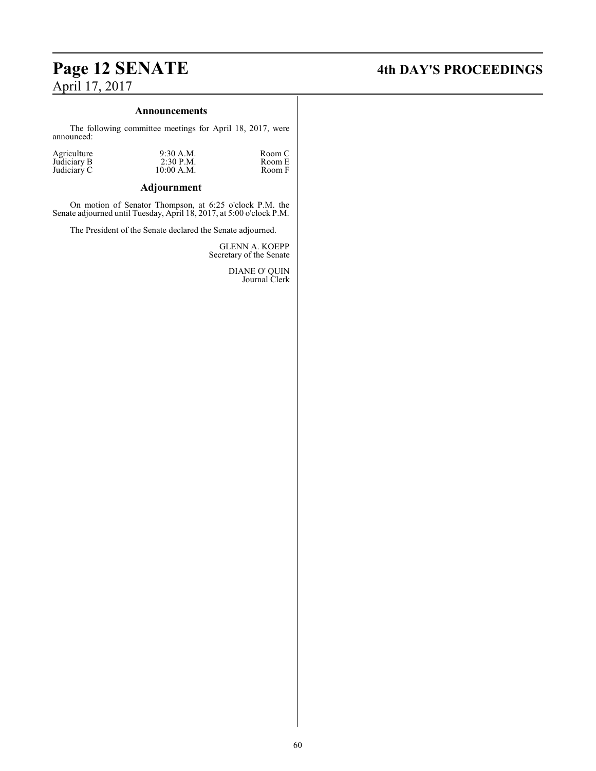### Announcements

The following committee meetings for April 18, 2017, were announced:

| | | |
|---|---|---|
| Agriculture | 9:30 A.M. | Room C |
| Judiciary B | 2:30 P.M. | Room E |
| Judiciary C | 10:00 A.M. | Room F |

### Adjournment

On motion of Senator Thompson, at 6:25 o'clock P.M. the Senate adjourned until Tuesday, April 18, 2017, at 5:00 o'clock P.M.

The President of the Senate declared the Senate adjourned.

GLENN A. KOEPP
Secretary of the Senate

DIANE O' QUIN
Journal Clerk